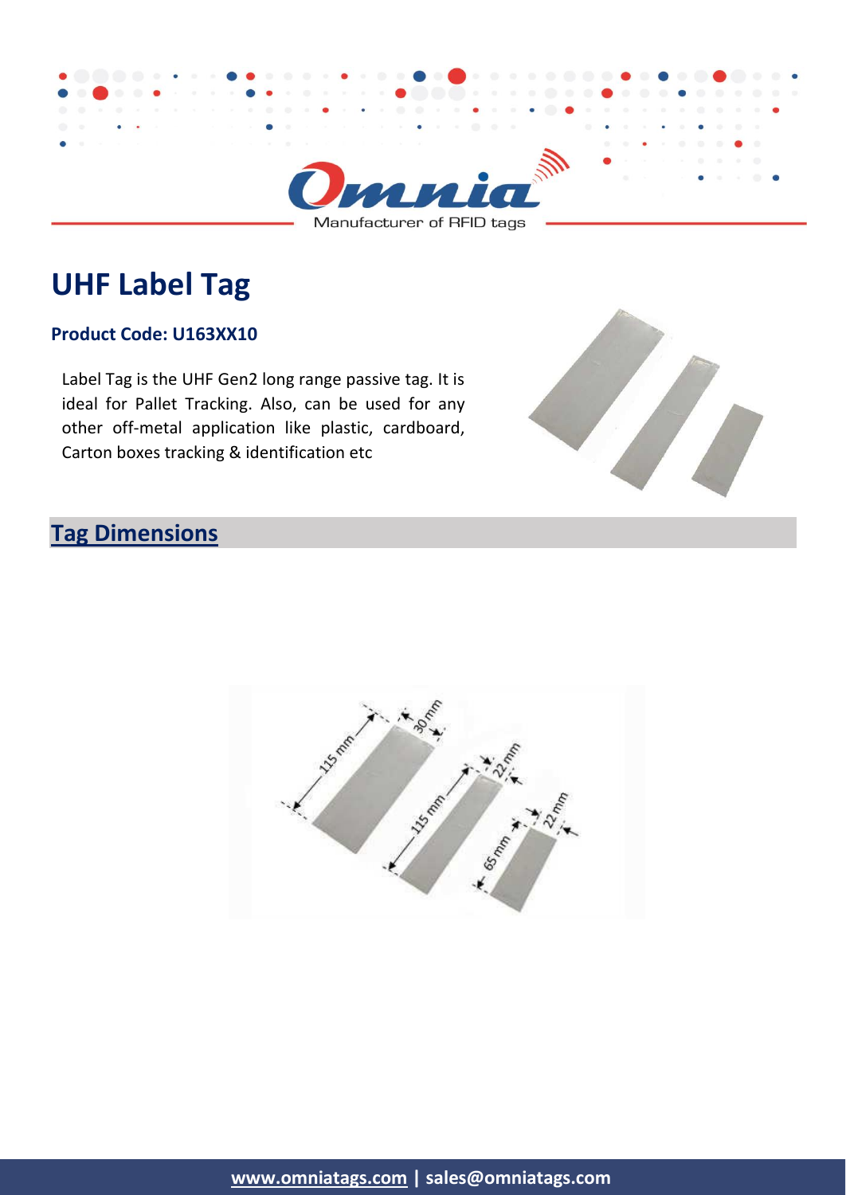Manufacturer of RFID tags

# UHF Label Tag

**Product Code: U163XX10**

Label Tag is the UHF Gen2 long range passive tag. It is ideal for Pallet Tracking. Also, can be used for any other off-metal application like plastic, cardboard, Carton boxes tracking & identification etc

## Tag Dimensions

115 mm × 30 mm

115 mm × 22 mm

65 mm × 22 mm

**www.omniatags.com | sales@omniatags.com**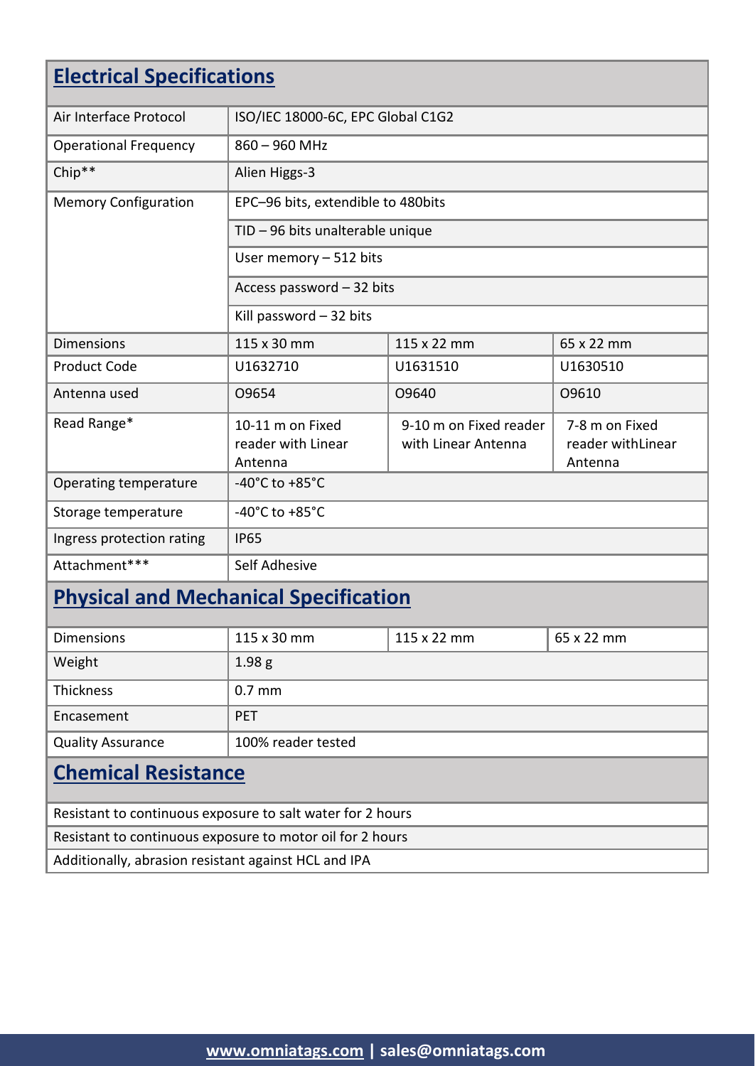## Electrical Specifications

| | | | |
|---|---|---|---|
| Air Interface Protocol | ISO/IEC 18000-6C, EPC Global C1G2 | | |
| Operational Frequency | 860 – 960 MHz | | |
| Chip** | Alien Higgs-3 | | |
| Memory Configuration | EPC–96 bits, extendible to 480bits | | |
| | TID – 96 bits unalterable unique | | |
| | User memory – 512 bits | | |
| | Access password – 32 bits | | |
| | Kill password – 32 bits | | |
| Dimensions | 115 x 30 mm | 115 x 22 mm | 65 x 22 mm |
| Product Code | U1632710 | U1631510 | U1630510 |
| Antenna used | O9654 | O9640 | O9610 |
| Read Range* | 10-11 m on Fixed reader with Linear Antenna | 9-10 m on Fixed reader with Linear Antenna | 7-8 m on Fixed reader withLinear Antenna |
| Operating temperature | -40°C to +85°C | | |
| Storage temperature | -40°C to +85°C | | |
| Ingress protection rating | IP65 | | |
| Attachment*** | Self Adhesive | | |

## Physical and Mechanical Specification

| | | | |
|---|---|---|---|
| Dimensions | 115 x 30 mm | 115 x 22 mm | 65 x 22 mm |
| Weight | 1.98 g | | |
| Thickness | 0.7 mm | | |
| Encasement | PET | | |
| Quality Assurance | 100% reader tested | | |

## Chemical Resistance

| |
|---|
| Resistant to continuous exposure to salt water for 2 hours |
| Resistant to continuous exposure to motor oil for 2 hours |
| Additionally, abrasion resistant against HCL and IPA |

www.omniatags.com | sales@omniatags.com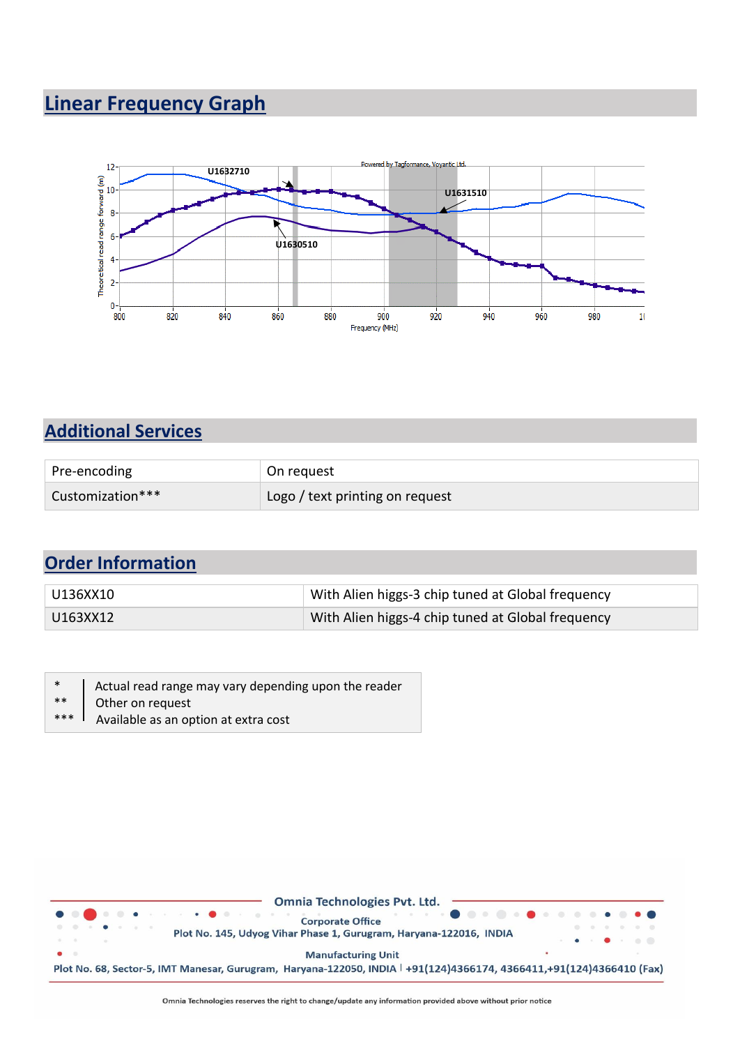## Linear Frequency Graph

Powered by Tagformance, Voyantic Ltd.

U1632710

U1631510

U1630510

Theoretical read range forward (m)

0 2 4 6 8 10 12

800 820 840 860 880 900 920 940 960 980 1(

Frequency (MHz)

## Additional Services

| | |
|---|---|
| Pre-encoding | On request |
| Customization*** | Logo / text printing on request |

## Order Information

| | |
|---|---|
| U136XX10 | With Alien higgs-3 chip tuned at Global frequency |
| U163XX12 | With Alien higgs-4 chip tuned at Global frequency |

| | |
|---|---|
| * | Actual read range may vary depending upon the reader |
| ** | Other on request |
| *** | Available as an option at extra cost |

**Omnia Technologies Pvt. Ltd.**

Corporate Office
Plot No. 145, Udyog Vihar Phase 1, Gurugram, Haryana-122016, INDIA

Manufacturing Unit
Plot No. 68, Sector-5, IMT Manesar, Gurugram, Haryana-122050, INDIA | +91(124)4366174, 4366411,+91(124)4366410 (Fax)

Omnia Technologies reserves the right to change/update any information provided above without prior notice